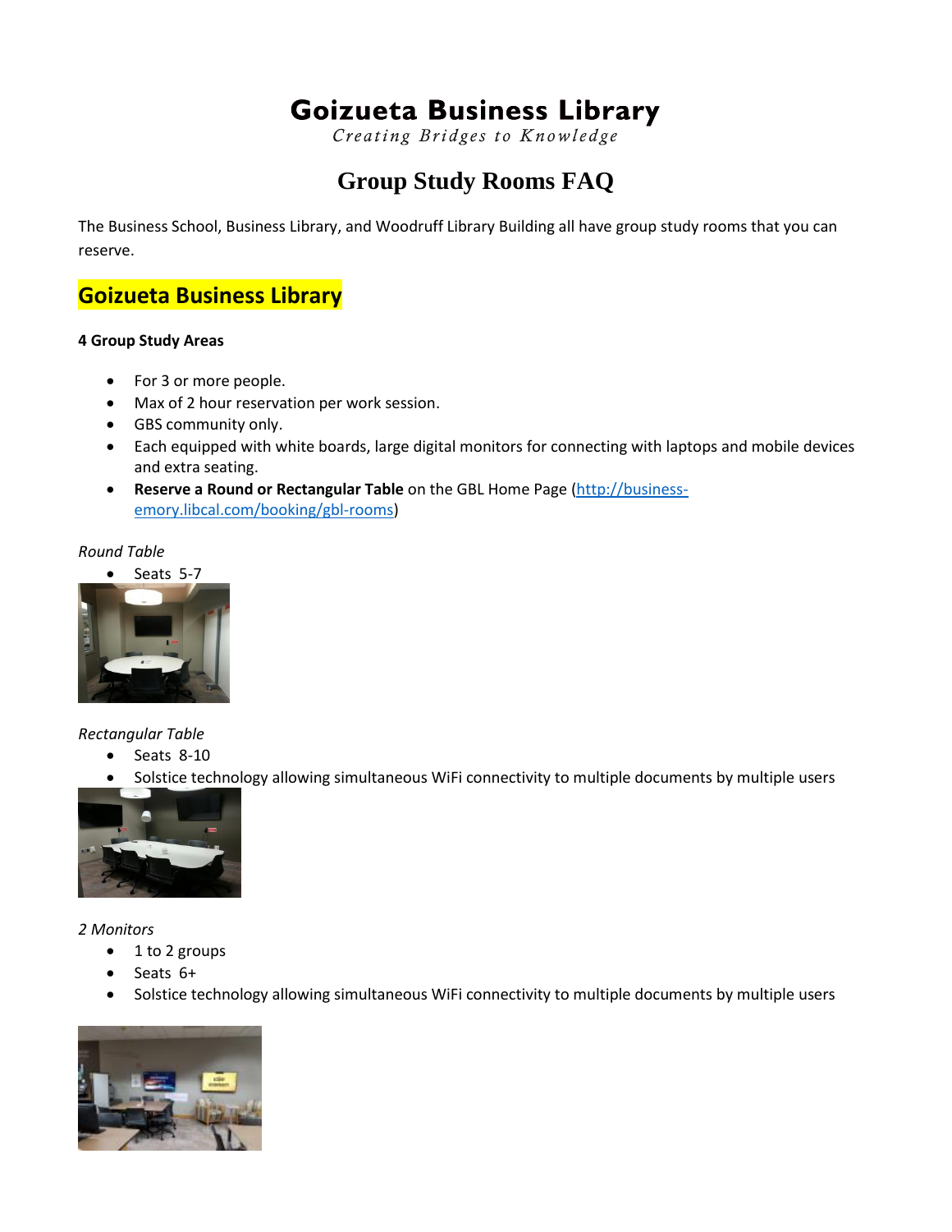# Goizueta Business Library

*Creating Bridges to Knowledge*

## Group Study Rooms FAQ

The Business School, Business Library, and Woodruff Library Building all have group study rooms that you can reserve.

## Goizueta Business Library

**4 Group Study Areas**

- For 3 or more people.
- Max of 2 hour reservation per work session.
- GBS community only.
- Each equipped with white boards, large digital monitors for connecting with laptops and mobile devices and extra seating.
- **Reserve a Round or Rectangular Table** on the GBL Home Page ([http://business-emory.libcal.com/booking/gbl-rooms](http://business-emory.libcal.com/booking/gbl-rooms))

*Round Table*

- Seats 5-7

*Rectangular Table*

- Seats 8-10
- Solstice technology allowing simultaneous WiFi connectivity to multiple documents by multiple users

*2 Monitors*

- 1 to 2 groups
- Seats 6+
- Solstice technology allowing simultaneous WiFi connectivity to multiple documents by multiple users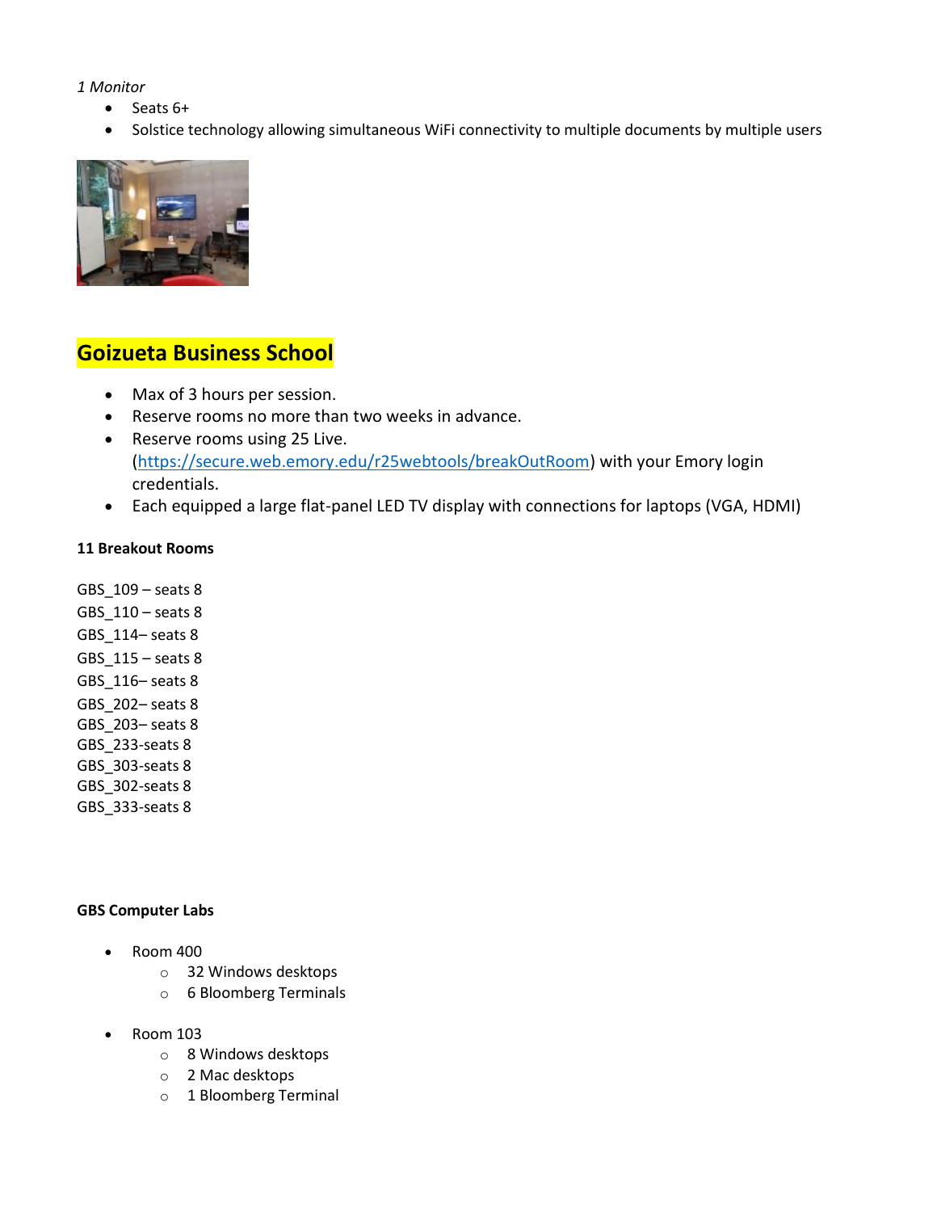*1 Monitor*

- Seats 6+
- Solstice technology allowing simultaneous WiFi connectivity to multiple documents by multiple users

## Goizueta Business School

- Max of 3 hours per session.
- Reserve rooms no more than two weeks in advance.
- Reserve rooms using 25 Live. ([https://secure.web.emory.edu/r25webtools/breakOutRoom](https://secure.web.emory.edu/r25webtools/breakOutRoom)) with your Emory login credentials.
- Each equipped a large flat-panel LED TV display with connections for laptops (VGA, HDMI)

**11 Breakout Rooms**

GBS_109 – seats 8
GBS_110 – seats 8
GBS_114– seats 8
GBS_115 – seats 8
GBS_116– seats 8
GBS_202– seats 8
GBS_203– seats 8
GBS_233-seats 8
GBS_303-seats 8
GBS_302-seats 8
GBS_333-seats 8

**GBS Computer Labs**

- Room 400
  - 32 Windows desktops
  - 6 Bloomberg Terminals
- Room 103
  - 8 Windows desktops
  - 2 Mac desktops
  - 1 Bloomberg Terminal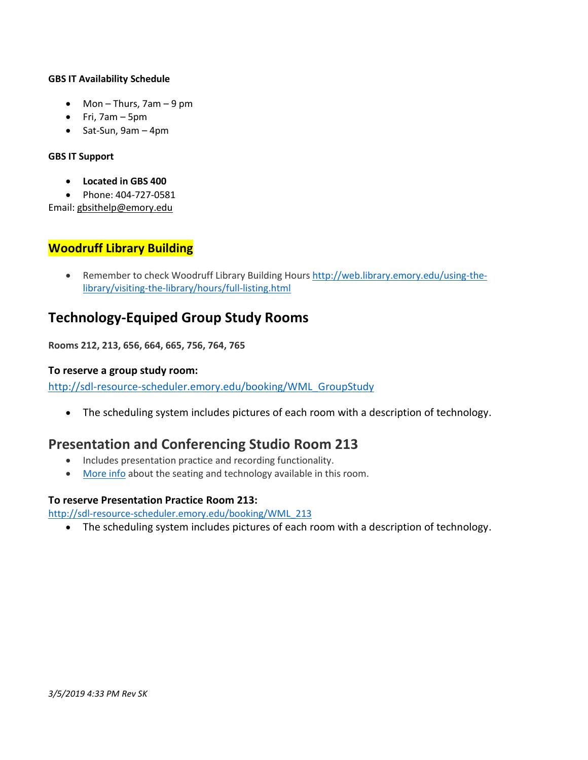**GBS IT Availability Schedule**

- Mon – Thurs, 7am – 9 pm
- Fri, 7am – 5pm
- Sat-Sun, 9am – 4pm

**GBS IT Support**

- **Located in GBS 400**
- Phone: 404-727-0581

Email: gbsithelp@emory.edu

## Woodruff Library Building

- Remember to check Woodruff Library Building Hours http://web.library.emory.edu/using-the-library/visiting-the-library/hours/full-listing.html

## Technology-Equiped Group Study Rooms

**Rooms 212, 213, 656, 664, 665, 756, 764, 765**

**To reserve a group study room:**
http://sdl-resource-scheduler.emory.edu/booking/WML_GroupStudy

- The scheduling system includes pictures of each room with a description of technology.

## Presentation and Conferencing Studio Room 213

- Includes presentation practice and recording functionality.
- More info about the seating and technology available in this room.

**To reserve Presentation Practice Room 213:**
http://sdl-resource-scheduler.emory.edu/booking/WML_213

- The scheduling system includes pictures of each room with a description of technology.

*3/5/2019 4:33 PM Rev SK*